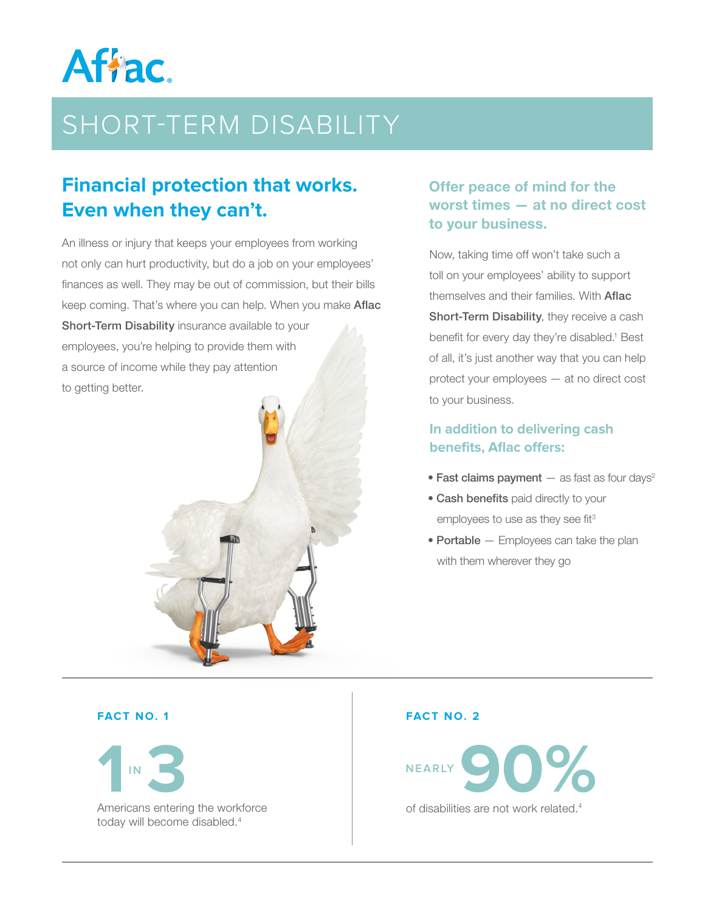Aflac

# SHORT-TERM DISABILITY

## Financial protection that works. Even when they can't.

An illness or injury that keeps your employees from working not only can hurt productivity, but do a job on your employees' finances as well. They may be out of commission, but their bills keep coming. That's where you can help. When you make **Aflac Short-Term Disability** insurance available to your employees, you're helping to provide them with a source of income while they pay attention to getting better.

### Offer peace of mind for the worst times — at no direct cost to your business.

Now, taking time off won't take such a toll on your employees' ability to support themselves and their families. With **Aflac Short-Term Disability**, they receive a cash benefit for every day they're disabled.[1] Best of all, it's just another way that you can help protect your employees — at no direct cost to your business.

### In addition to delivering cash benefits, Aflac offers:

- **Fast claims payment** — as fast as four days[2]
- **Cash benefits** paid directly to your employees to use as they see fit[3]
- **Portable** — Employees can take the plan with them wherever they go

**FACT NO. 1**

**1 IN 3**

Americans entering the workforce today will become disabled.[4]

**FACT NO. 2**

**NEARLY 90%**

of disabilities are not work related.[4]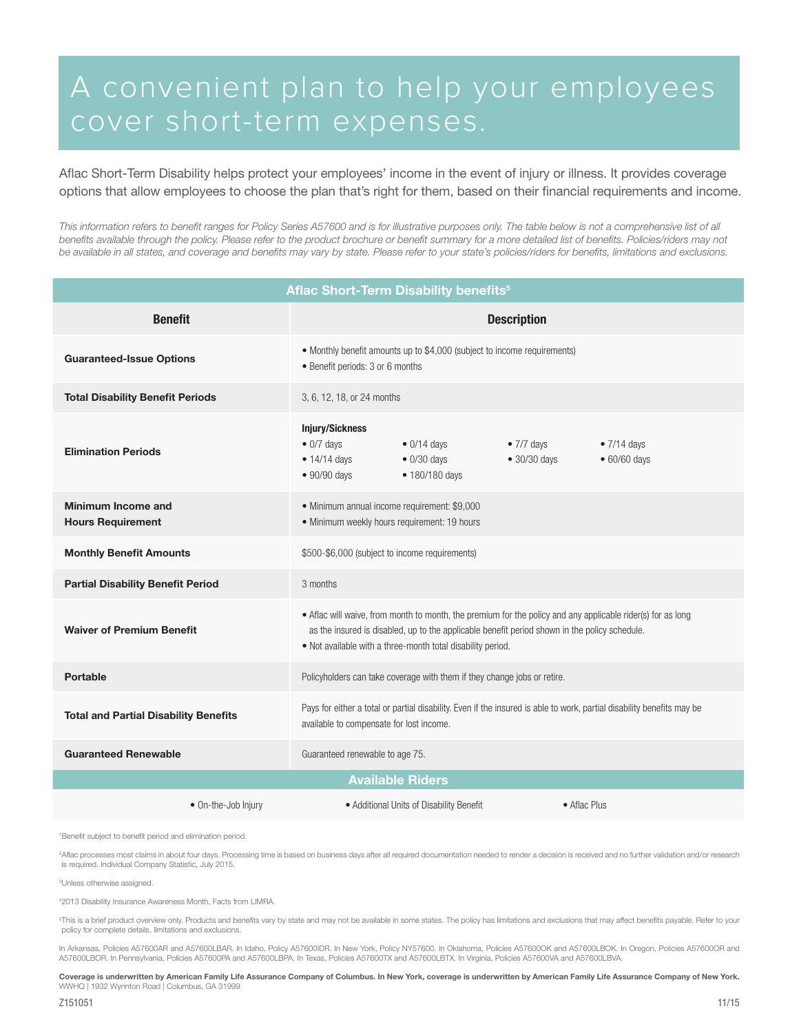# A convenient plan to help your employees cover short-term expenses.

Aflac Short-Term Disability helps protect your employees' income in the event of injury or illness. It provides coverage options that allow employees to choose the plan that's right for them, based on their financial requirements and income.

*This information refers to benefit ranges for Policy Series A57600 and is for illustrative purposes only. The table below is not a comprehensive list of all benefits available through the policy. Please refer to the product brochure or benefit summary for a more detailed list of benefits. Policies/riders may not be available in all states, and coverage and benefits may vary by state. Please refer to your state's policies/riders for benefits, limitations and exclusions.*

**Aflac Short-Term Disability benefits[5]**

| Benefit | Description |
|---|---|
| **Guaranteed-Issue Options** | • Monthly benefit amounts up to $4,000 (subject to income requirements)<br>• Benefit periods: 3 or 6 months |
| **Total Disability Benefit Periods** | 3, 6, 12, 18, or 24 months |
| **Elimination Periods** | **Injury/Sickness**<br>• 0/7 days • 0/14 days • 7/7 days • 7/14 days<br>• 14/14 days • 0/30 days • 30/30 days • 60/60 days<br>• 90/90 days • 180/180 days |
| **Minimum Income and Hours Requirement** | • Minimum annual income requirement: $9,000<br>• Minimum weekly hours requirement: 19 hours |
| **Monthly Benefit Amounts** | $500-$6,000 (subject to income requirements) |
| **Partial Disability Benefit Period** | 3 months |
| **Waiver of Premium Benefit** | • Aflac will waive, from month to month, the premium for the policy and any applicable rider(s) for as long as the insured is disabled, up to the applicable benefit period shown in the policy schedule.<br>• Not available with a three-month total disability period. |
| **Portable** | Policyholders can take coverage with them if they change jobs or retire. |
| **Total and Partial Disability Benefits** | Pays for either a total or partial disability. Even if the insured is able to work, partial disability benefits may be available to compensate for lost income. |
| **Guaranteed Renewable** | Guaranteed renewable to age 75. |

**Available Riders**

- On-the-Job Injury
- Additional Units of Disability Benefit
- Aflac Plus

[1]Benefit subject to benefit period and elimination period.

[2]Aflac processes most claims in about four days. Processing time is based on business days after all required documentation needed to render a decision is received and no further validation and/or research is required. Individual Company Statistic, July 2015.

[3]Unless otherwise assigned.

[4]2013 Disability Insurance Awareness Month, Facts from LIMRA.

[5]This is a brief product overview only. Products and benefits vary by state and may not be available in some states. The policy has limitations and exclusions that may affect benefits payable. Refer to your policy for complete details, limitations and exclusions.

In Arkansas, Policies A57600AR and A57600LBAR. In Idaho, Policy A57600IDR. In New York, Policy NY57600. In Oklahoma, Policies A57600OK and A57600LBOK. In Oregon, Policies A57600OR and A57600LBOR. In Pennsylvania, Policies A57600PA and A57600LBPA. In Texas, Policies A57600TX and A57600LBTX. In Virginia, Policies A57600VA and A57600LBVA.

**Coverage is underwritten by American Family Life Assurance Company of Columbus. In New York, coverage is underwritten by American Family Life Assurance Company of New York.**
WWHQ | 1932 Wynnton Road | Columbus, GA 31999

Z151051 11/15